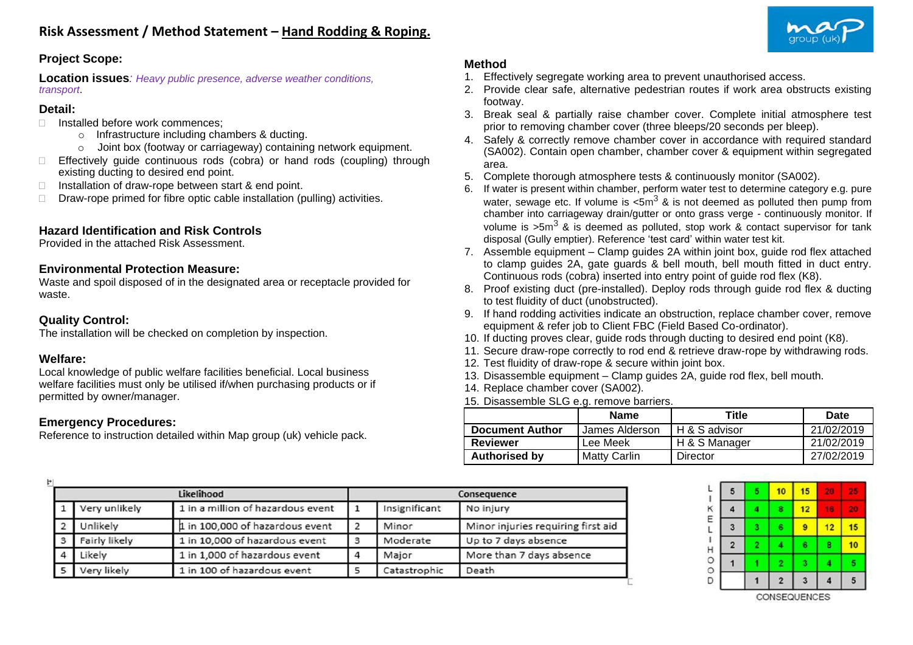# Risk Assessment / Method Statement – Hand Rodding & Roping.

### Project Scope:

**Location issues**: *Heavy public presence, adverse weather conditions, transport*.

### Detail:

- Installed before work commences;
  - Infrastructure including chambers & ducting.
  - Joint box (footway or carriageway) containing network equipment.
- Effectively guide continuous rods (cobra) or hand rods (coupling) through existing ducting to desired end point.
- Installation of draw-rope between start & end point.
- Draw-rope primed for fibre optic cable installation (pulling) activities.

### Hazard Identification and Risk Controls

Provided in the attached Risk Assessment.

### Environmental Protection Measure:

Waste and spoil disposed of in the designated area or receptacle provided for waste.

### Quality Control:

The installation will be checked on completion by inspection.

### Welfare:

Local knowledge of public welfare facilities beneficial. Local business welfare facilities must only be utilised if/when purchasing products or if permitted by owner/manager.

### Emergency Procedures:

Reference to instruction detailed within Map group (uk) vehicle pack.

### Method

1. Effectively segregate working area to prevent unauthorised access.
2. Provide clear safe, alternative pedestrian routes if work area obstructs existing footway.
3. Break seal & partially raise chamber cover. Complete initial atmosphere test prior to removing chamber cover (three bleeps/20 seconds per bleep).
4. Safely & correctly remove chamber cover in accordance with required standard (SA002). Contain open chamber, chamber cover & equipment within segregated area.
5. Complete thorough atmosphere tests & continuously monitor (SA002).
6. If water is present within chamber, perform water test to determine category e.g. pure water, sewage etc. If volume is <5m$^3$ & is not deemed as polluted then pump from chamber into carriageway drain/gutter or onto grass verge - continuously monitor. If volume is >5m$^3$ & is deemed as polluted, stop work & contact supervisor for tank disposal (Gully emptier). Reference 'test card' within water test kit.
7. Assemble equipment – Clamp guides 2A within joint box, guide rod flex attached to clamp guides 2A, gate guards & bell mouth, bell mouth fitted in duct entry. Continuous rods (cobra) inserted into entry point of guide rod flex (K8).
8. Proof existing duct (pre-installed). Deploy rods through guide rod flex & ducting to test fluidity of duct (unobstructed).
9. If hand rodding activities indicate an obstruction, replace chamber cover, remove equipment & refer job to Client FBC (Field Based Co-ordinator).
10. If ducting proves clear, guide rods through ducting to desired end point (K8).
11. Secure draw-rope correctly to rod end & retrieve draw-rope by withdrawing rods.
12. Test fluidity of draw-rope & secure within joint box.
13. Disassemble equipment – Clamp guides 2A, guide rod flex, bell mouth.
14. Replace chamber cover (SA002).
15. Disassemble SLG e.g. remove barriers.

| | Name | Title | Date |
|---|---|---|---|
| **Document Author** | James Alderson | H & S advisor | 21/02/2019 |
| **Reviewer** | Lee Meek | H & S Manager | 21/02/2019 |
| **Authorised by** | Matty Carlin | Director | 27/02/2019 |

| Likelihood | | | Consequence | | |
|---|---|---|---|---|---|
| 1 | Very unlikely | 1 in a million of hazardous event | 1 | Insignificant | No injury |
| 2 | Unlikely | 1 in 100,000 of hazardous event | 2 | Minor | Minor injuries requiring first aid |
| 3 | Fairly likely | 1 in 10,000 of hazardous event | 3 | Moderate | Up to 7 days absence |
| 4 | Likely | 1 in 1,000 of hazardous event | 4 | Major | More than 7 days absence |
| 5 | Very likely | 1 in 100 of hazardous event | 5 | Catastrophic | Death |

| LIKELIHOOD | | | | | |
|---|---|---|---|---|---|
| 5 | 5 | 10 | 15 | 20 | 25 |
| 4 | 4 | 8 | 12 | 16 | 20 |
| 3 | 3 | 6 | 9 | 12 | 15 |
| 2 | 2 | 4 | 6 | 8 | 10 |
| 1 | 1 | 2 | 3 | 4 | 5 |
| | 1 | 2 | 3 | 4 | 5 |

CONSEQUENCES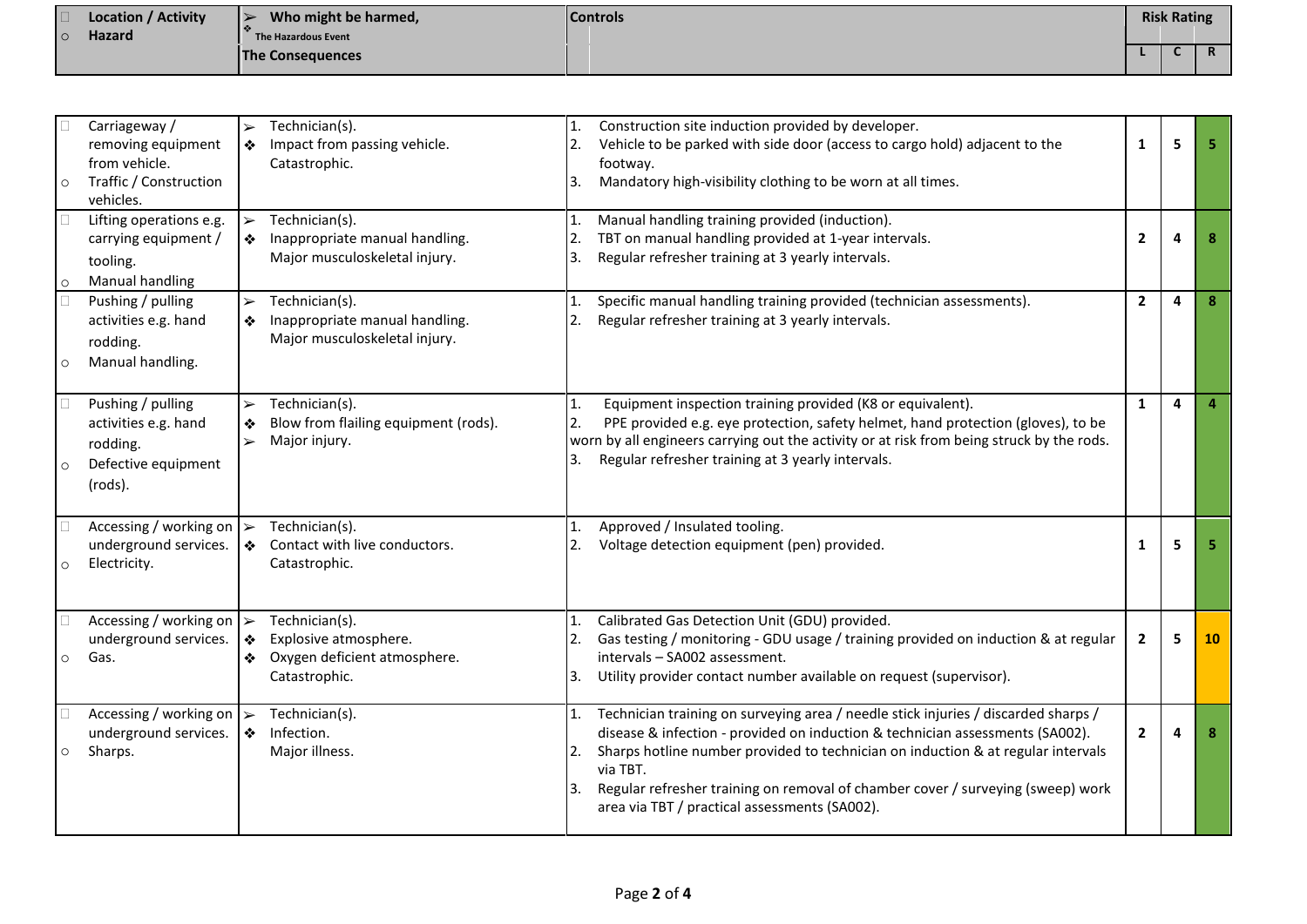| Location / Activity<br>Hazard | Who might be harmed,<br>The Hazardous Event<br>The Consequences | Controls | Risk Rating | | |
|---|---|---|---|---|---|
| | | | L | C | R |
| Carriageway / removing equipment from vehicle.<br>Traffic / Construction vehicles. | ➢ Technician(s).<br>❖ Impact from passing vehicle.<br>Catastrophic. | 1. Construction site induction provided by developer.<br>2. Vehicle to be parked with side door (access to cargo hold) adjacent to the footway.<br>3. Mandatory high-visibility clothing to be worn at all times. | 1 | 5 | 5 |
| Lifting operations e.g. carrying equipment / tooling.<br>Manual handling | ➢ Technician(s).<br>❖ Inappropriate manual handling.<br>Major musculoskeletal injury. | 1. Manual handling training provided (induction).<br>2. TBT on manual handling provided at 1-year intervals.<br>3. Regular refresher training at 3 yearly intervals. | 2 | 4 | 8 |
| Pushing / pulling activities e.g. hand rodding.<br>Manual handling. | ➢ Technician(s).<br>❖ Inappropriate manual handling.<br>Major musculoskeletal injury. | 1. Specific manual handling training provided (technician assessments).<br>2. Regular refresher training at 3 yearly intervals. | 2 | 4 | 8 |
| Pushing / pulling activities e.g. hand rodding.<br>Defective equipment (rods). | ➢ Technician(s).<br>❖ Blow from flailing equipment (rods).<br>➢ Major injury. | 1. Equipment inspection training provided (K8 or equivalent).<br>2. PPE provided e.g. eye protection, safety helmet, hand protection (gloves), to be worn by all engineers carrying out the activity or at risk from being struck by the rods.<br>3. Regular refresher training at 3 yearly intervals. | 1 | 4 | 4 |
| Accessing / working on underground services.<br>Electricity. | ➢ Technician(s).<br>❖ Contact with live conductors.<br>Catastrophic. | 1. Approved / Insulated tooling.<br>2. Voltage detection equipment (pen) provided. | 1 | 5 | 5 |
| Accessing / working on underground services.<br>Gas. | ➢ Technician(s).<br>❖ Explosive atmosphere.<br>❖ Oxygen deficient atmosphere.<br>Catastrophic. | 1. Calibrated Gas Detection Unit (GDU) provided.<br>2. Gas testing / monitoring - GDU usage / training provided on induction & at regular intervals – SA002 assessment.<br>3. Utility provider contact number available on request (supervisor). | 2 | 5 | 10 |
| Accessing / working on underground services.<br>Sharps. | ➢ Technician(s).<br>❖ Infection.<br>Major illness. | 1. Technician training on surveying area / needle stick injuries / discarded sharps / disease & infection - provided on induction & technician assessments (SA002).<br>2. Sharps hotline number provided to technician on induction & at regular intervals via TBT.<br>3. Regular refresher training on removal of chamber cover / surveying (sweep) work area via TBT / practical assessments (SA002). | 2 | 4 | 8 |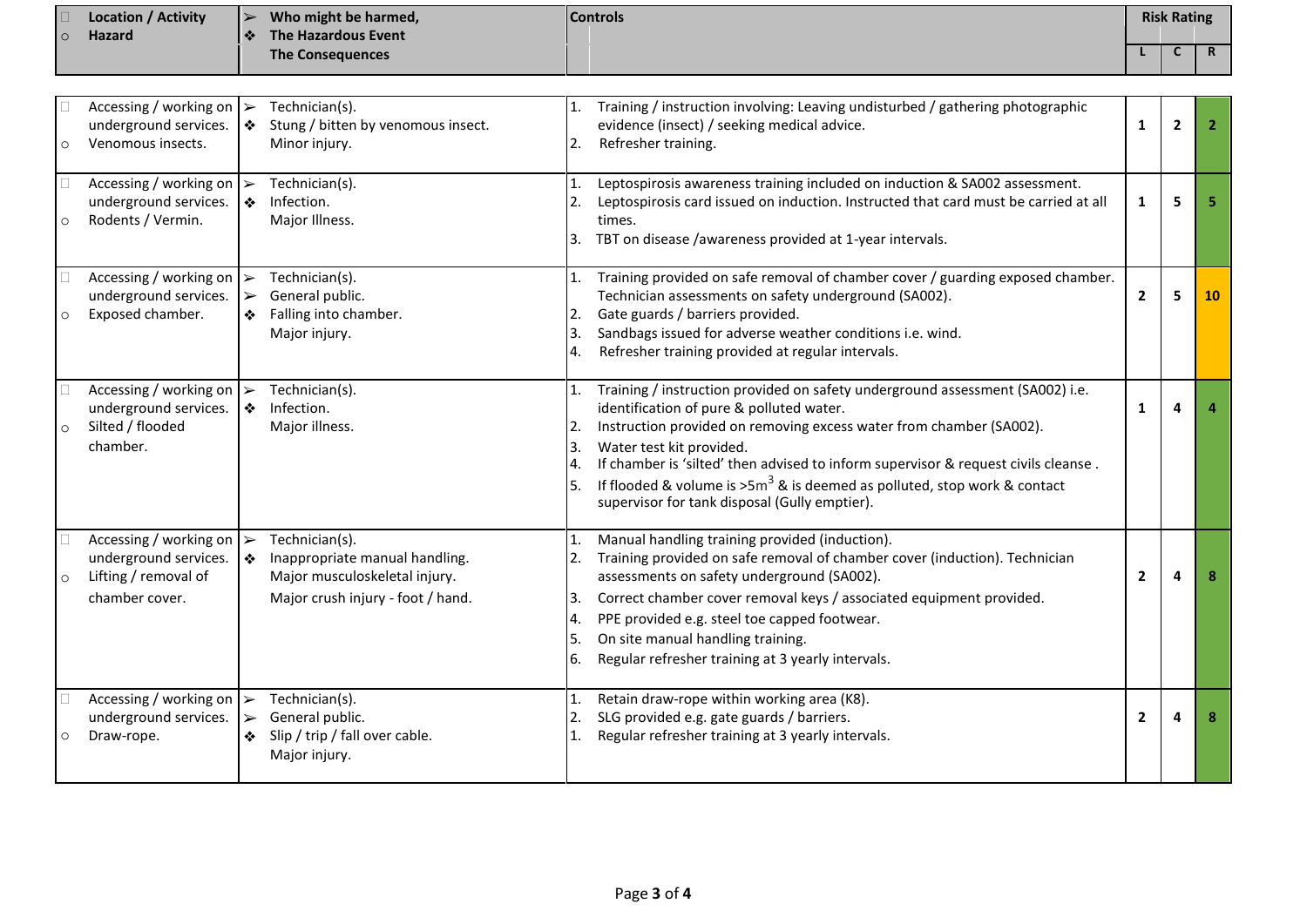| Location / Activity<br>Hazard | Who might be harmed,<br>The Hazardous Event<br>The Consequences | Controls | Risk Rating L | C | R |
|---|---|---|---|---|---|
| Accessing / working on underground services.<br>Venomous insects. | Technician(s).<br>Stung / bitten by venomous insect.<br>Minor injury. | 1. Training / instruction involving: Leaving undisturbed / gathering photographic evidence (insect) / seeking medical advice.<br>2. Refresher training. | 1 | 2 | 2 |
| Accessing / working on underground services.<br>Rodents / Vermin. | Technician(s).<br>Infection.<br>Major Illness. | 1. Leptospirosis awareness training included on induction & SA002 assessment.<br>2. Leptospirosis card issued on induction. Instructed that card must be carried at all times.<br>3. TBT on disease /awareness provided at 1-year intervals. | 1 | 5 | 5 |
| Accessing / working on underground services.<br>Exposed chamber. | Technician(s).<br>General public.<br>Falling into chamber.<br>Major injury. | 1. Training provided on safe removal of chamber cover / guarding exposed chamber. Technician assessments on safety underground (SA002).<br>2. Gate guards / barriers provided.<br>3. Sandbags issued for adverse weather conditions i.e. wind.<br>4. Refresher training provided at regular intervals. | 2 | 5 | 10 |
| Accessing / working on underground services.<br>Silted / flooded chamber. | Technician(s).<br>Infection.<br>Major illness. | 1. Training / instruction provided on safety underground assessment (SA002) i.e. identification of pure & polluted water.<br>2. Instruction provided on removing excess water from chamber (SA002).<br>3. Water test kit provided.<br>4. If chamber is 'silted' then advised to inform supervisor & request civils cleanse .<br>5. If flooded & volume is >5m$^3$ & is deemed as polluted, stop work & contact supervisor for tank disposal (Gully emptier). | 1 | 4 | 4 |
| Accessing / working on underground services.<br>Lifting / removal of chamber cover. | Technician(s).<br>Inappropriate manual handling.<br>Major musculoskeletal injury.<br>Major crush injury - foot / hand. | 1. Manual handling training provided (induction).<br>2. Training provided on safe removal of chamber cover (induction). Technician assessments on safety underground (SA002).<br>3. Correct chamber cover removal keys / associated equipment provided.<br>4. PPE provided e.g. steel toe capped footwear.<br>5. On site manual handling training.<br>6. Regular refresher training at 3 yearly intervals. | 2 | 4 | 8 |
| Accessing / working on underground services.<br>Draw-rope. | Technician(s).<br>General public.<br>Slip / trip / fall over cable.<br>Major injury. | 1. Retain draw-rope within working area (K8).<br>2. SLG provided e.g. gate guards / barriers.<br>1. Regular refresher training at 3 yearly intervals. | 2 | 4 | 8 |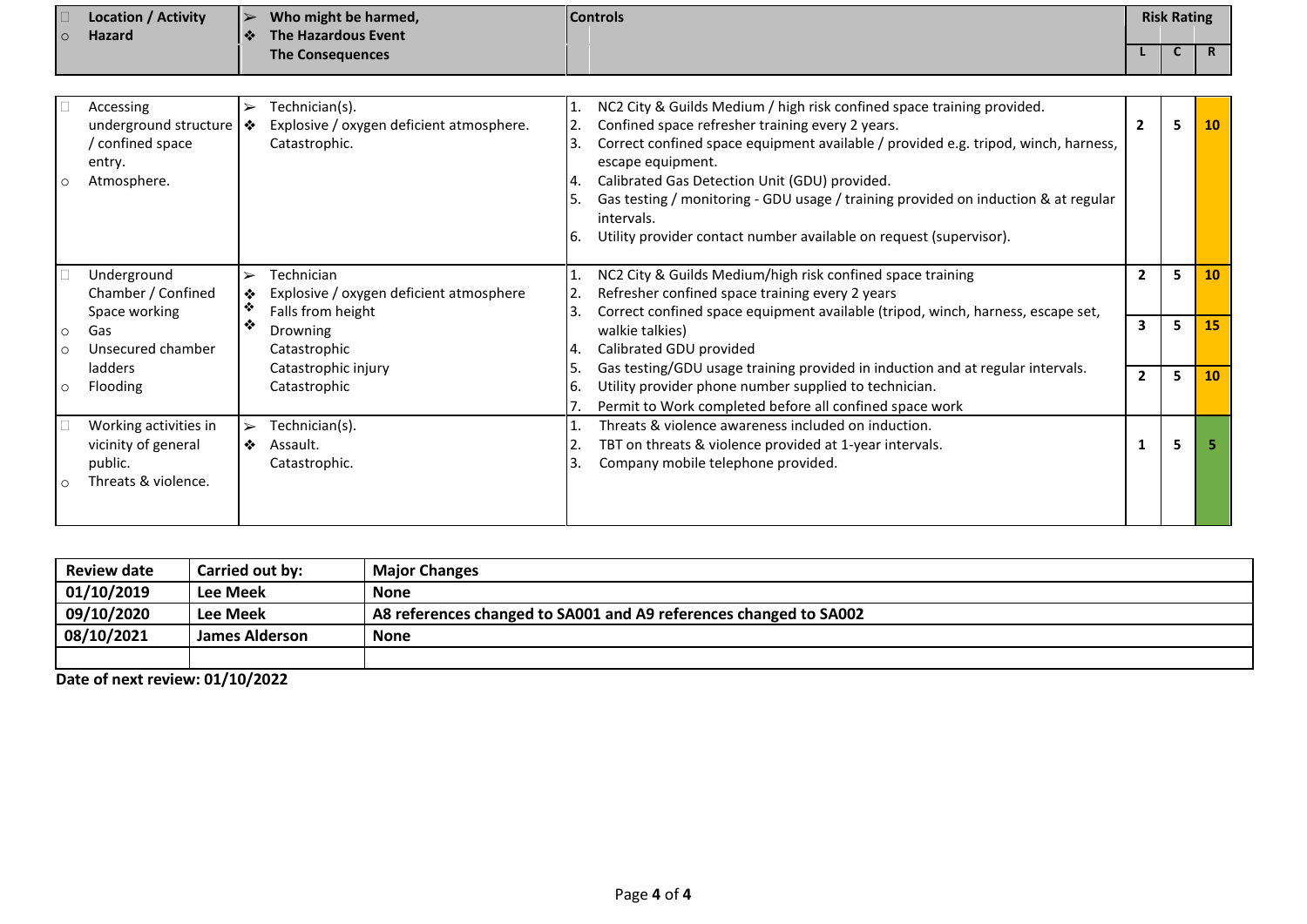| Location / Activity<br>Hazard | Who might be harmed,<br>The Hazardous Event<br>The Consequences | Controls | Risk Rating | | |
|---|---|---|---|---|---|
| | | | L | C | R |
| Accessing underground structure / confined space entry.<br>Atmosphere. | Technician(s).<br>Explosive / oxygen deficient atmosphere.<br>Catastrophic. | 1. NC2 City & Guilds Medium / high risk confined space training provided.<br>2. Confined space refresher training every 2 years.<br>3. Correct confined space equipment available / provided e.g. tripod, winch, harness, escape equipment.<br>4. Calibrated Gas Detection Unit (GDU) provided.<br>5. Gas testing / monitoring - GDU usage / training provided on induction & at regular intervals.<br>6. Utility provider contact number available on request (supervisor). | 2 | 5 | 10 |
| Underground Chamber / Confined Space working<br>Gas<br>Unsecured chamber ladders<br>Flooding | Technician<br>Explosive / oxygen deficient atmosphere<br>Falls from height<br>Drowning<br>Catastrophic<br>Catastrophic injury<br>Catastrophic | 1. NC2 City & Guilds Medium/high risk confined space training<br>2. Refresher confined space training every 2 years<br>3. Correct confined space equipment available (tripod, winch, harness, escape set, walkie talkies)<br>4. Calibrated GDU provided<br>5. Gas testing/GDU usage training provided in induction and at regular intervals.<br>6. Utility provider phone number supplied to technician.<br>7. Permit to Work completed before all confined space work | 2<br>3<br>2 | 5<br>5<br>5 | 10<br>15<br>10 |
| Working activities in vicinity of general public.<br>Threats & violence. | Technician(s).<br>Assault.<br>Catastrophic. | 1. Threats & violence awareness included on induction.<br>2. TBT on threats & violence provided at 1-year intervals.<br>3. Company mobile telephone provided. | 1 | 5 | 5 |

| Review date | Carried out by: | Major Changes |
|---|---|---|
| 01/10/2019 | Lee Meek | None |
| 09/10/2020 | Lee Meek | A8 references changed to SA001 and A9 references changed to SA002 |
| 08/10/2021 | James Alderson | None |
| | | |

**Date of next review: 01/10/2022**